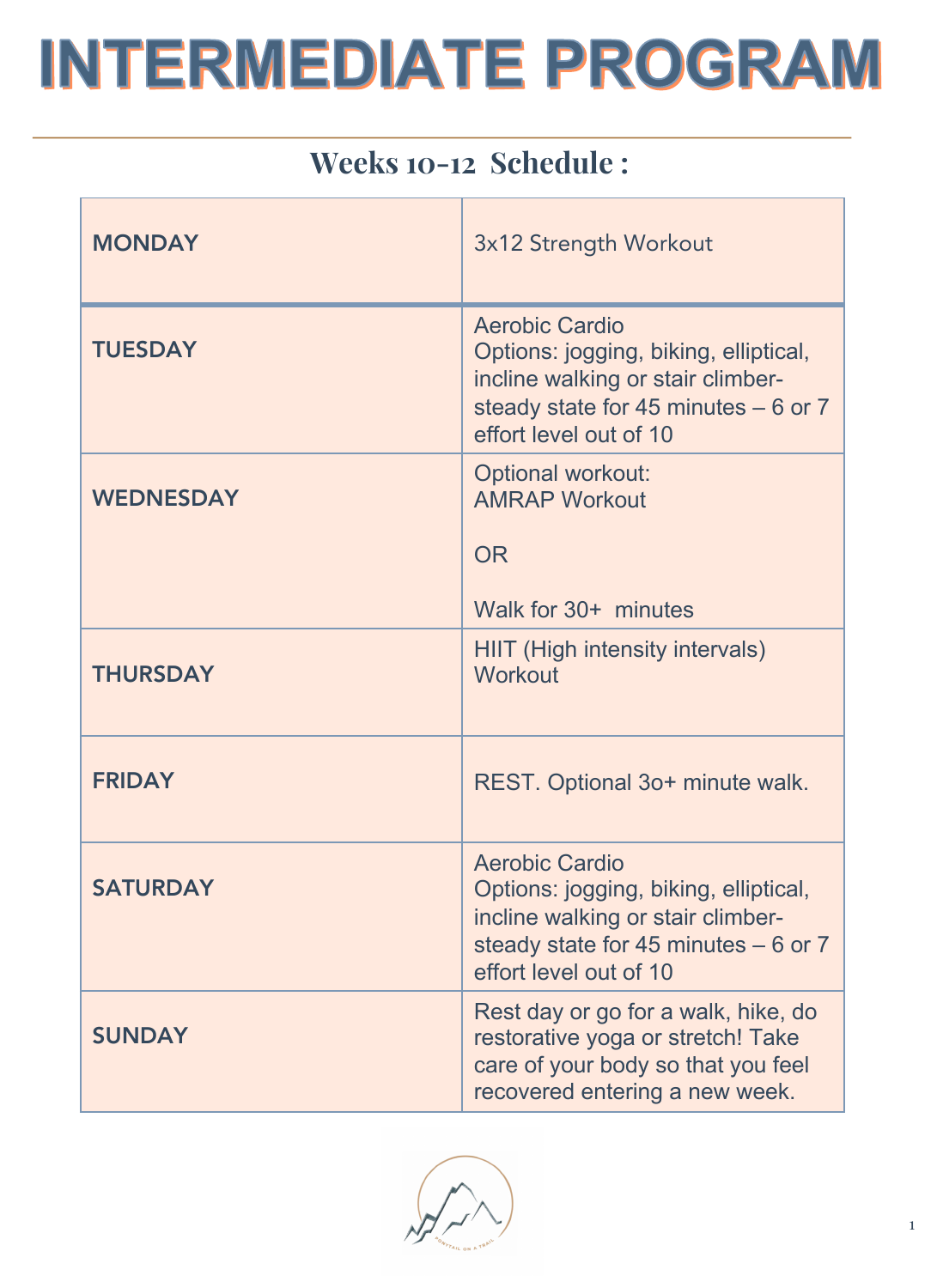# INTERMEDIATE PROGRAM

## Weeks 10-12 Schedule :

| | |
|---|---|
| **MONDAY** | 3x12 Strength Workout |
| **TUESDAY** | Aerobic Cardio<br>Options: jogging, biking, elliptical, incline walking or stair climber- steady state for 45 minutes – 6 or 7 effort level out of 10 |
| **WEDNESDAY** | Optional workout:<br>AMRAP Workout<br><br>OR<br><br>Walk for 30+ minutes |
| **THURSDAY** | HIIT (High intensity intervals) Workout |
| **FRIDAY** | REST. Optional 3o+ minute walk. |
| **SATURDAY** | Aerobic Cardio<br>Options: jogging, biking, elliptical, incline walking or stair climber- steady state for 45 minutes – 6 or 7 effort level out of 10 |
| **SUNDAY** | Rest day or go for a walk, hike, do restorative yoga or stretch! Take care of your body so that you feel recovered entering a new week. |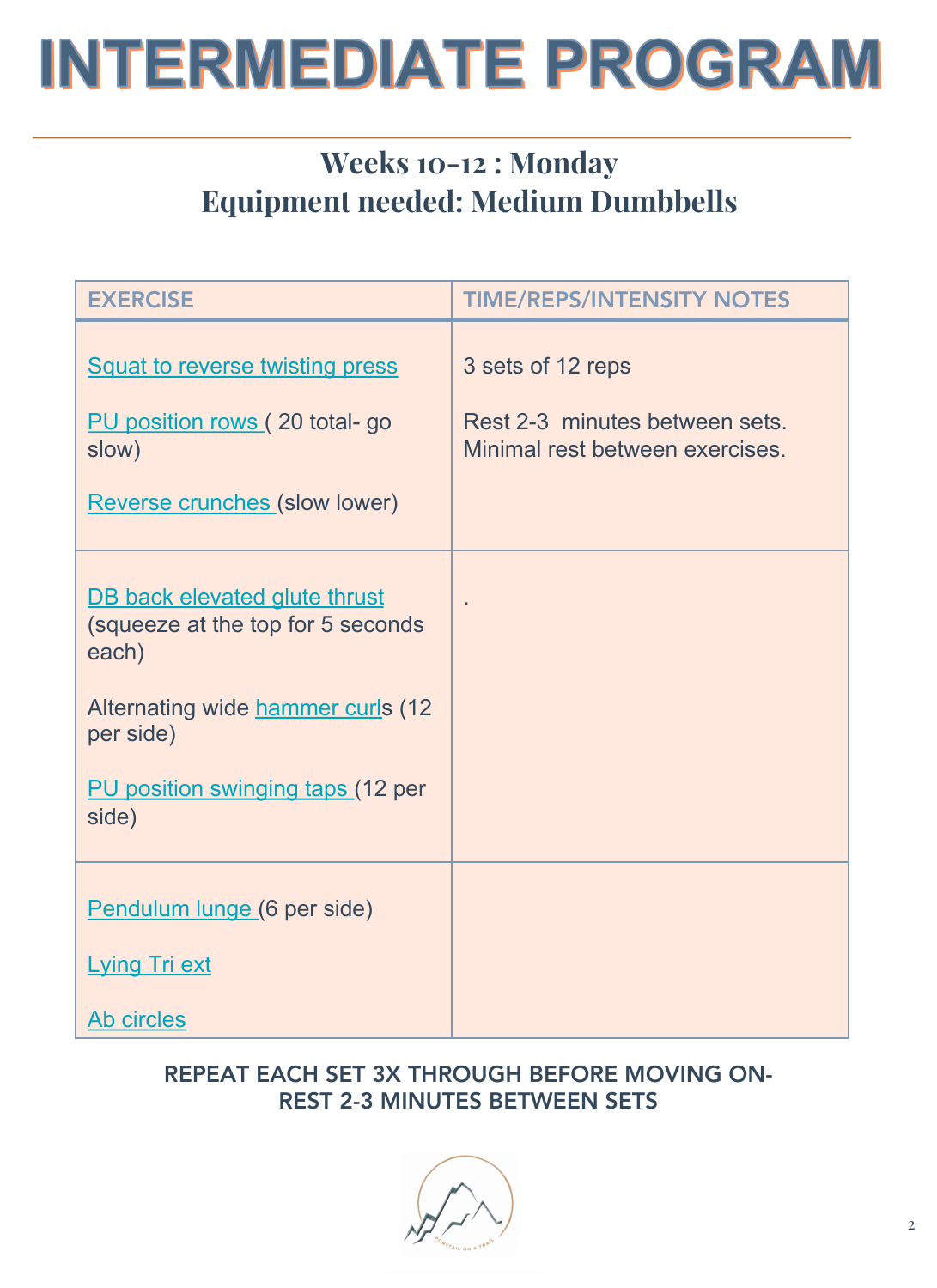# INTERMEDIATE PROGRAM

## Weeks 10-12 : Monday
## Equipment needed: Medium Dumbbells

| EXERCISE | TIME/REPS/INTENSITY NOTES |
|---|---|
| Squat to reverse twisting press<br><br>PU position rows ( 20 total- go slow)<br><br>Reverse crunches (slow lower) | 3 sets of 12 reps<br><br>Rest 2-3 minutes between sets. Minimal rest between exercises. |
| DB back elevated glute thrust (squeeze at the top for 5 seconds each)<br><br>Alternating wide hammer curls (12 per side)<br><br>PU position swinging taps (12 per side) | . |
| Pendulum lunge (6 per side)<br><br>Lying Tri ext<br><br>Ab circles | |

REPEAT EACH SET 3X THROUGH BEFORE MOVING ON- REST 2-3 MINUTES BETWEEN SETS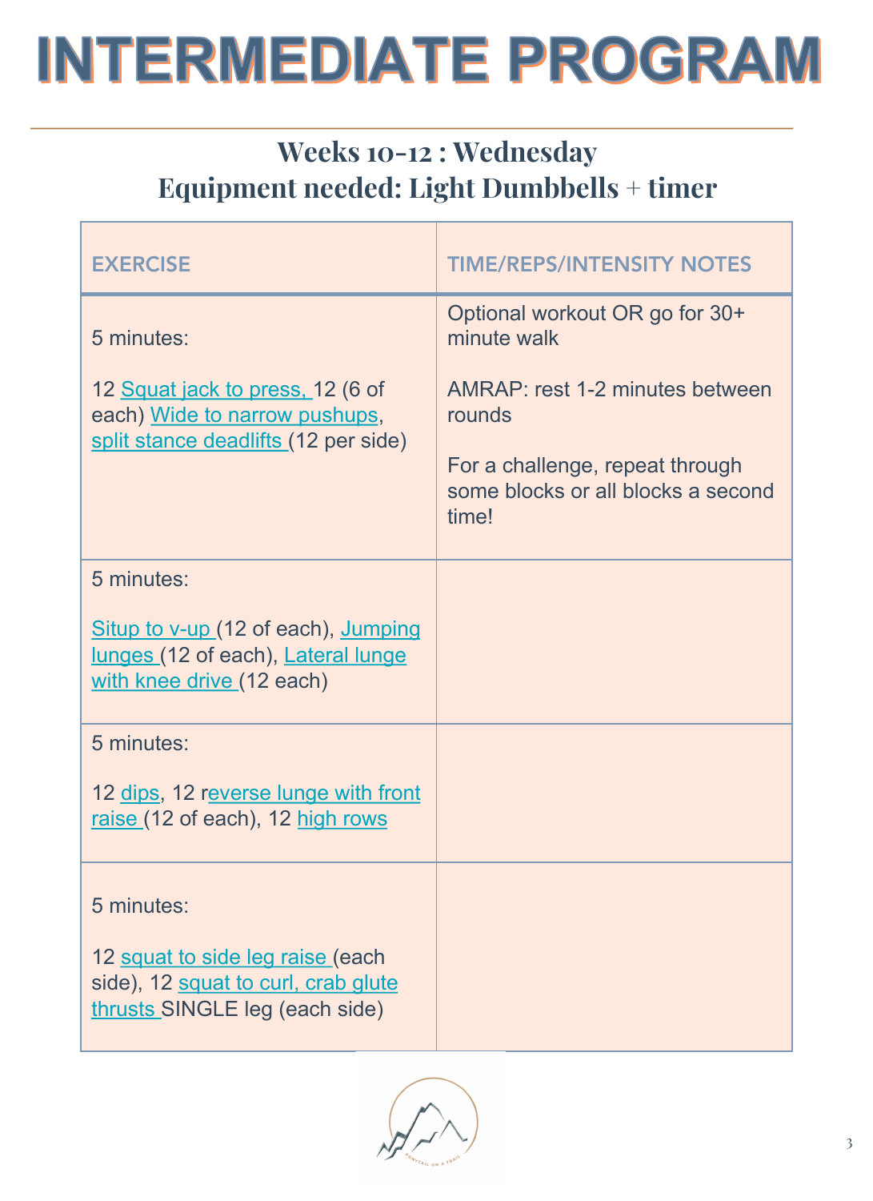# INTERMEDIATE PROGRAM

## Weeks 10-12 : Wednesday
## Equipment needed: Light Dumbbells + timer

| EXERCISE | TIME/REPS/INTENSITY NOTES |
|---|---|
| 5 minutes:<br><br>12 Squat jack to press, 12 (6 of each) Wide to narrow pushups, split stance deadlifts (12 per side) | Optional workout OR go for 30+ minute walk<br><br>AMRAP: rest 1-2 minutes between rounds<br><br>For a challenge, repeat through some blocks or all blocks a second time! |
| 5 minutes:<br><br>Situp to v-up (12 of each), Jumping lunges (12 of each), Lateral lunge with knee drive (12 each) | |
| 5 minutes:<br><br>12 dips, 12 reverse lunge with front raise (12 of each), 12 high rows | |
| 5 minutes:<br><br>12 squat to side leg raise (each side), 12 squat to curl, crab glute thrusts SINGLE leg (each side) | |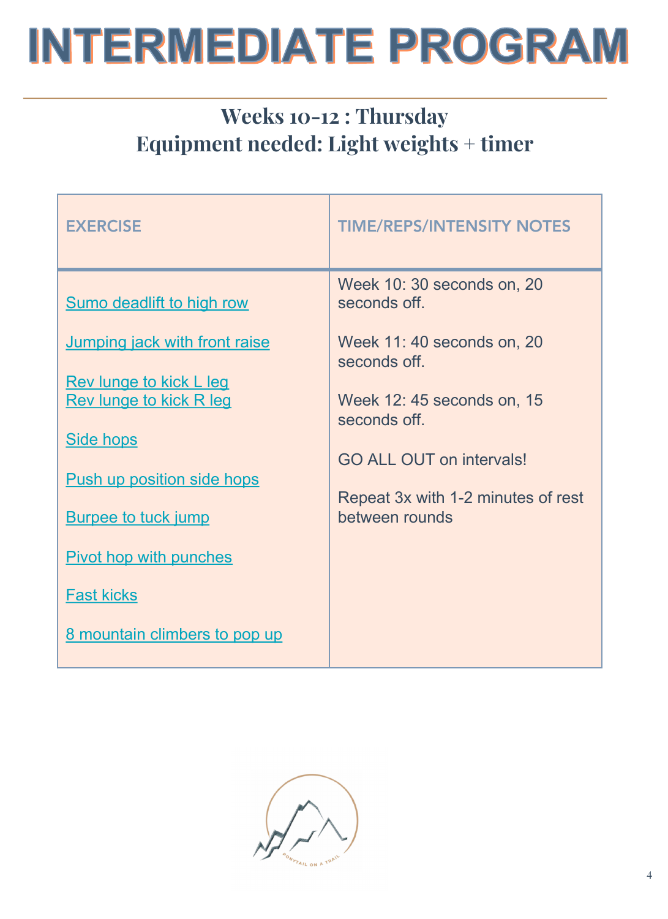# INTERMEDIATE PROGRAM

## Weeks 10-12 : Thursday
## Equipment needed: Light weights + timer

| EXERCISE | TIME/REPS/INTENSITY NOTES |
| --- | --- |
| Sumo deadlift to high row<br><br>Jumping jack with front raise<br><br>Rev lunge to kick L leg<br>Rev lunge to kick R leg<br><br>Side hops<br><br>Push up position side hops<br><br>Burpee to tuck jump<br><br>Pivot hop with punches<br><br>Fast kicks<br><br>8 mountain climbers to pop up | Week 10: 30 seconds on, 20 seconds off.<br><br>Week 11: 40 seconds on, 20 seconds off.<br><br>Week 12: 45 seconds on, 15 seconds off.<br><br>GO ALL OUT on intervals!<br><br>Repeat 3x with 1-2 minutes of rest between rounds |

PONYTAIL ON A TRAIL